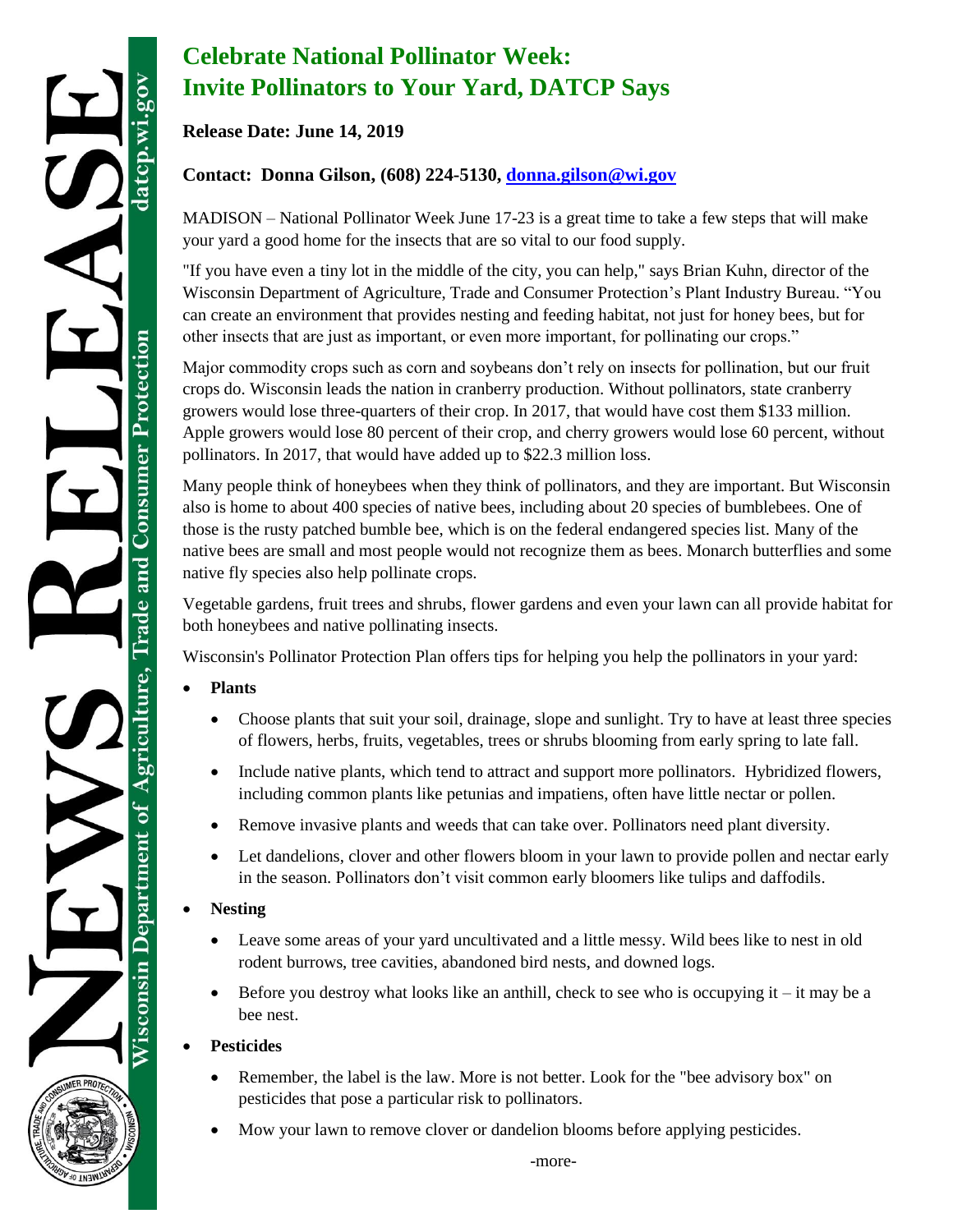# Celebrate National Pollinator Week: Invite Pollinators to Your Yard, DATCP Says

**Release Date: June 14, 2019**

**Contact: Donna Gilson, (608) 224-5130, donna.gilson@wi.gov**

MADISON – National Pollinator Week June 17-23 is a great time to take a few steps that will make your yard a good home for the insects that are so vital to our food supply.

"If you have even a tiny lot in the middle of the city, you can help," says Brian Kuhn, director of the Wisconsin Department of Agriculture, Trade and Consumer Protection's Plant Industry Bureau. "You can create an environment that provides nesting and feeding habitat, not just for honey bees, but for other insects that are just as important, or even more important, for pollinating our crops."

Major commodity crops such as corn and soybeans don't rely on insects for pollination, but our fruit crops do. Wisconsin leads the nation in cranberry production. Without pollinators, state cranberry growers would lose three-quarters of their crop. In 2017, that would have cost them $133 million. Apple growers would lose 80 percent of their crop, and cherry growers would lose 60 percent, without pollinators. In 2017, that would have added up to $22.3 million loss.

Many people think of honeybees when they think of pollinators, and they are important. But Wisconsin also is home to about 400 species of native bees, including about 20 species of bumblebees. One of those is the rusty patched bumble bee, which is on the federal endangered species list. Many of the native bees are small and most people would not recognize them as bees. Monarch butterflies and some native fly species also help pollinate crops.

Vegetable gardens, fruit trees and shrubs, flower gardens and even your lawn can all provide habitat for both honeybees and native pollinating insects.

Wisconsin's Pollinator Protection Plan offers tips for helping you help the pollinators in your yard:

- **Plants**
  - Choose plants that suit your soil, drainage, slope and sunlight. Try to have at least three species of flowers, herbs, fruits, vegetables, trees or shrubs blooming from early spring to late fall.
  - Include native plants, which tend to attract and support more pollinators. Hybridized flowers, including common plants like petunias and impatiens, often have little nectar or pollen.
  - Remove invasive plants and weeds that can take over. Pollinators need plant diversity.
  - Let dandelions, clover and other flowers bloom in your lawn to provide pollen and nectar early in the season. Pollinators don't visit common early bloomers like tulips and daffodils.
- **Nesting**
  - Leave some areas of your yard uncultivated and a little messy. Wild bees like to nest in old rodent burrows, tree cavities, abandoned bird nests, and downed logs.
  - Before you destroy what looks like an anthill, check to see who is occupying it – it may be a bee nest.
- **Pesticides**
  - Remember, the label is the law. More is not better. Look for the "bee advisory box" on pesticides that pose a particular risk to pollinators.
  - Mow your lawn to remove clover or dandelion blooms before applying pesticides.

-more-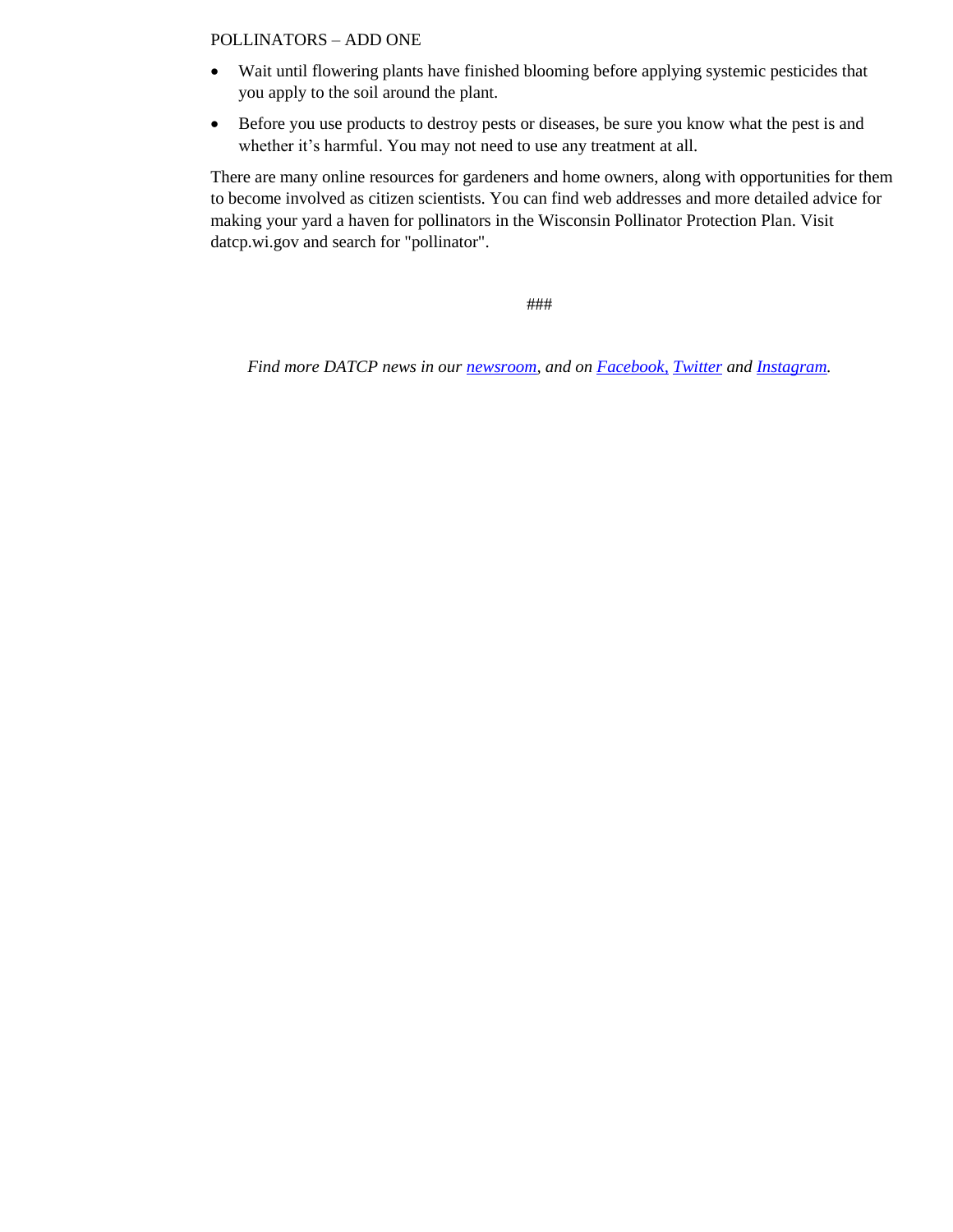- Wait until flowering plants have finished blooming before applying systemic pesticides that you apply to the soil around the plant.
- Before you use products to destroy pests or diseases, be sure you know what the pest is and whether it's harmful. You may not need to use any treatment at all.

There are many online resources for gardeners and home owners, along with opportunities for them to become involved as citizen scientists. You can find web addresses and more detailed advice for making your yard a haven for pollinators in the Wisconsin Pollinator Protection Plan. Visit datcp.wi.gov and search for "pollinator".

###

*Find more DATCP news in our newsroom, and on Facebook, Twitter and Instagram.*